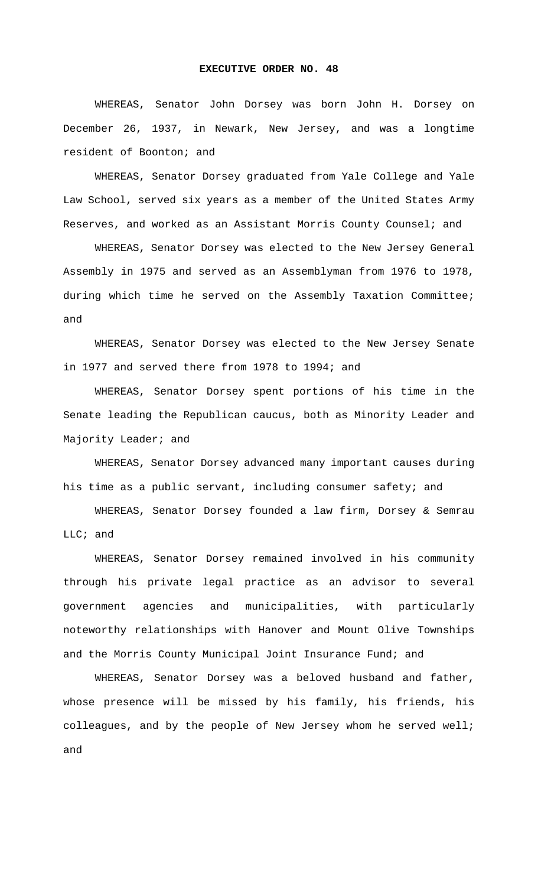# EXECUTIVE ORDER NO. 48

WHEREAS, Senator John Dorsey was born John H. Dorsey on December 26, 1937, in Newark, New Jersey, and was a longtime resident of Boonton; and

WHEREAS, Senator Dorsey graduated from Yale College and Yale Law School, served six years as a member of the United States Army Reserves, and worked as an Assistant Morris County Counsel; and

WHEREAS, Senator Dorsey was elected to the New Jersey General Assembly in 1975 and served as an Assemblyman from 1976 to 1978, during which time he served on the Assembly Taxation Committee; and

WHEREAS, Senator Dorsey was elected to the New Jersey Senate in 1977 and served there from 1978 to 1994; and

WHEREAS, Senator Dorsey spent portions of his time in the Senate leading the Republican caucus, both as Minority Leader and Majority Leader; and

WHEREAS, Senator Dorsey advanced many important causes during his time as a public servant, including consumer safety; and

WHEREAS, Senator Dorsey founded a law firm, Dorsey & Semrau LLC; and

WHEREAS, Senator Dorsey remained involved in his community through his private legal practice as an advisor to several government agencies and municipalities, with particularly noteworthy relationships with Hanover and Mount Olive Townships and the Morris County Municipal Joint Insurance Fund; and

WHEREAS, Senator Dorsey was a beloved husband and father, whose presence will be missed by his family, his friends, his colleagues, and by the people of New Jersey whom he served well; and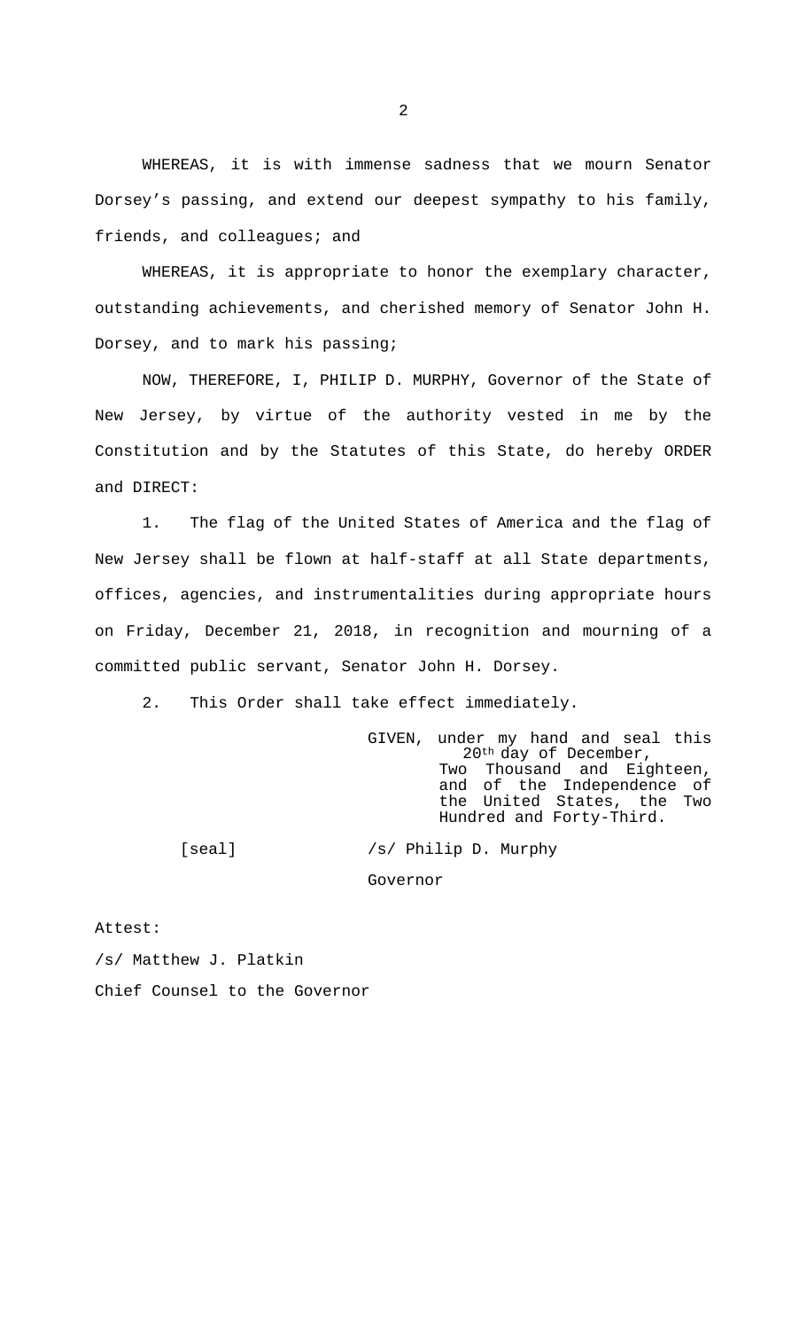WHEREAS, it is with immense sadness that we mourn Senator Dorsey's passing, and extend our deepest sympathy to his family, friends, and colleagues; and

WHEREAS, it is appropriate to honor the exemplary character, outstanding achievements, and cherished memory of Senator John H. Dorsey, and to mark his passing;

NOW, THEREFORE, I, PHILIP D. MURPHY, Governor of the State of New Jersey, by virtue of the authority vested in me by the Constitution and by the Statutes of this State, do hereby ORDER and DIRECT:

1. The flag of the United States of America and the flag of New Jersey shall be flown at half-staff at all State departments, offices, agencies, and instrumentalities during appropriate hours on Friday, December 21, 2018, in recognition and mourning of a committed public servant, Senator John H. Dorsey.

2. This Order shall take effect immediately.

GIVEN, under my hand and seal this 20th day of December, Two Thousand and Eighteen, and of the Independence of the United States, the Two Hundred and Forty-Third.

[seal]

/s/ Philip D. Murphy

Governor

Attest:

/s/ Matthew J. Platkin

Chief Counsel to the Governor